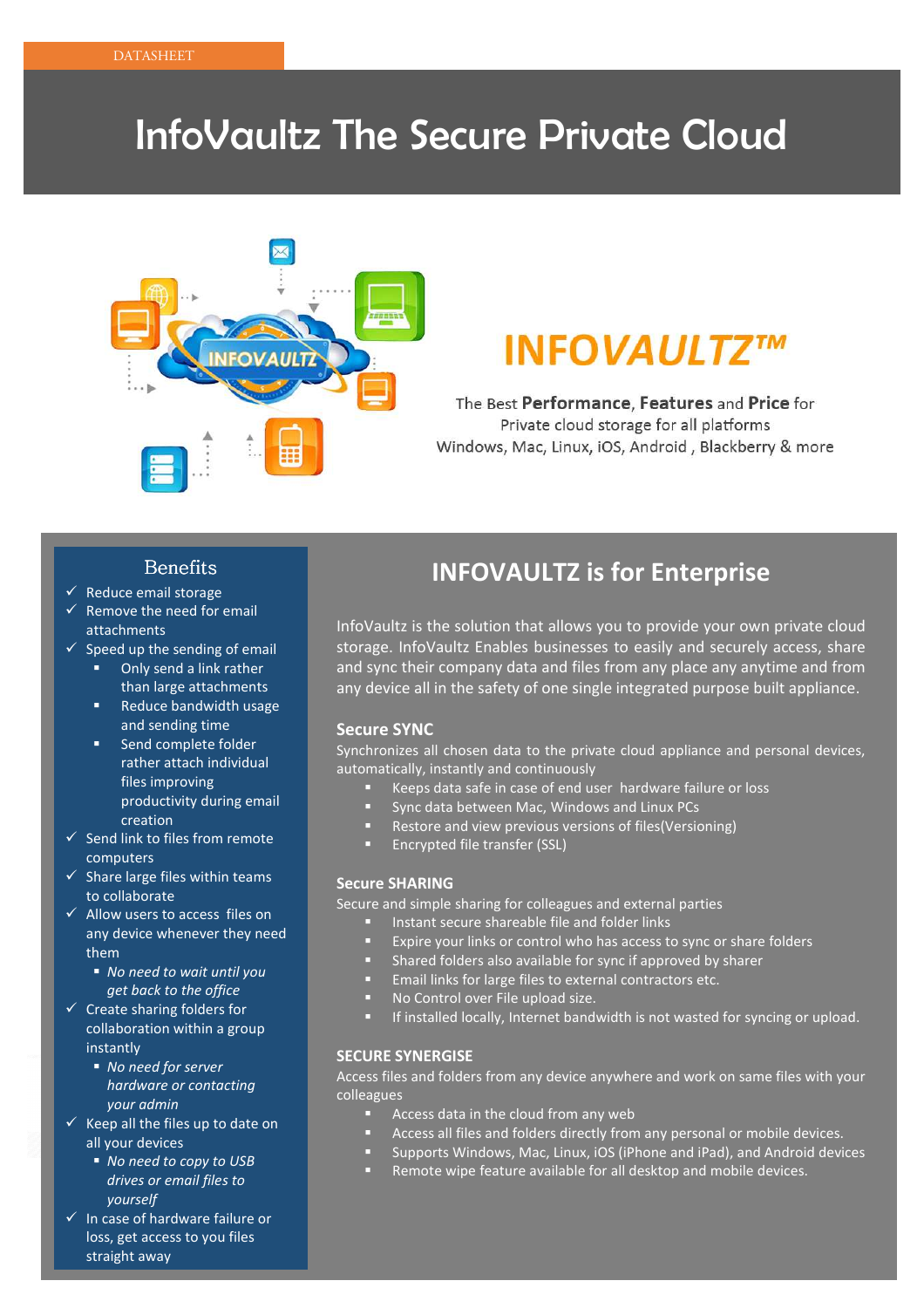DATASHEET

# InfoVaultz The Secure Private Cloud

## INFOVAULTZ™

The Best **Performance**, **Features** and **Price** for
Private cloud storage for all platforms
Windows, Mac, Linux, iOS, Android , Blackberry & more

## Benefits

- ✓ Reduce email storage
- ✓ Remove the need for email attachments
- ✓ Speed up the sending of email
  - Only send a link rather than large attachments
  - Reduce bandwidth usage and sending time
  - Send complete folder rather attach individual files improving productivity during email creation
- ✓ Send link to files from remote computers
- ✓ Share large files within teams to collaborate
- ✓ Allow users to access files on any device whenever they need them
  - *No need to wait until you get back to the office*
- ✓ Create sharing folders for collaboration within a group instantly
  - *No need for server hardware or contacting your admin*
- ✓ Keep all the files up to date on all your devices
  - *No need to copy to USB drives or email files to yourself*
- ✓ In case of hardware failure or loss, get access to you files straight away

## INFOVAULTZ is for Enterprise

InfoVaultz is the solution that allows you to provide your own private cloud storage. InfoVaultz Enables businesses to easily and securely access, share and sync their company data and files from any place any anytime and from any device all in the safety of one single integrated purpose built appliance.

### Secure SYNC

Synchronizes all chosen data to the private cloud appliance and personal devices, automatically, instantly and continuously

- Keeps data safe in case of end user hardware failure or loss
- Sync data between Mac, Windows and Linux PCs
- Restore and view previous versions of files(Versioning)
- Encrypted file transfer (SSL)

### Secure SHARING

Secure and simple sharing for colleagues and external parties

- Instant secure shareable file and folder links
- Expire your links or control who has access to sync or share folders
- Shared folders also available for sync if approved by sharer
- Email links for large files to external contractors etc.
- No Control over File upload size.
- If installed locally, Internet bandwidth is not wasted for syncing or upload.

### SECURE SYNERGISE

Access files and folders from any device anywhere and work on same files with your colleagues

- Access data in the cloud from any web
- Access all files and folders directly from any personal or mobile devices.
- Supports Windows, Mac, Linux, iOS (iPhone and iPad), and Android devices
- Remote wipe feature available for all desktop and mobile devices.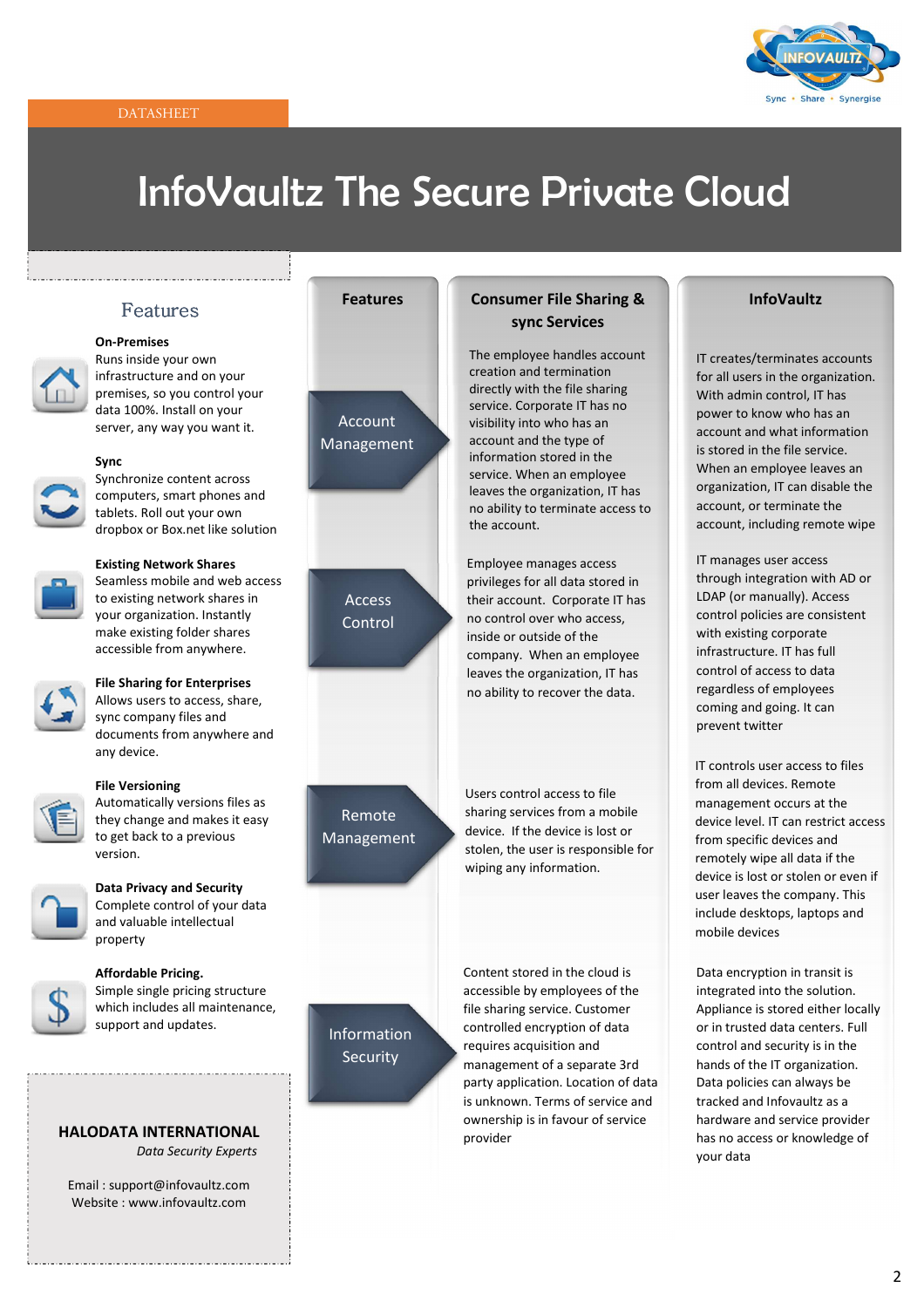DATASHEET

# InfoVaultz The Secure Private Cloud

## Features

**On-Premises**
Runs inside your own infrastructure and on your premises, so you control your data 100%. Install on your server, any way you want it.

**Sync**
Synchronize content across computers, smart phones and tablets. Roll out your own dropbox or Box.net like solution

**Existing Network Shares**
Seamless mobile and web access to existing network shares in your organization. Instantly make existing folder shares accessible from anywhere.

**File Sharing for Enterprises**
Allows users to access, share, sync company files and documents from anywhere and any device.

**File Versioning**
Automatically versions files as they change and makes it easy to get back to a previous version.

**Data Privacy and Security**
Complete control of your data and valuable intellectual property

**Affordable Pricing.**
Simple single pricing structure which includes all maintenance, support and updates.

| Features | Consumer File Sharing & sync Services | InfoVaultz |
| --- | --- | --- |
| Account Management | The employee handles account creation and termination directly with the file sharing service. Corporate IT has no visibility into who has an account and the type of information stored in the service. When an employee leaves the organization, IT has no ability to terminate access to the account. | IT creates/terminates accounts for all users in the organization. With admin control, IT has power to know who has an account and what information is stored in the file service. When an employee leaves an organization, IT can disable the account, or terminate the account, including remote wipe |
| Access Control | Employee manages access privileges for all data stored in their account. Corporate IT has no control over who access, inside or outside of the company. When an employee leaves the organization, IT has no ability to recover the data. | IT manages user access through integration with AD or LDAP (or manually). Access control policies are consistent with existing corporate infrastructure. IT has full control of access to data regardless of employees coming and going. It can prevent twitter |
| Remote Management | Users control access to file sharing services from a mobile device. If the device is lost or stolen, the user is responsible for wiping any information. | IT controls user access to files from all devices. Remote management occurs at the device level. IT can restrict access from specific devices and remotely wipe all data if the device is lost or stolen or even if user leaves the company. This include desktops, laptops and mobile devices |
| Information Security | Content stored in the cloud is accessible by employees of the file sharing service. Customer controlled encryption of data requires acquisition and management of a separate 3rd party application. Location of data is unknown. Terms of service and ownership is in favour of service provider | Data encryption in transit is integrated into the solution. Appliance is stored either locally or in trusted data centers. Full control and security is in the hands of the IT organization. Data policies can always be tracked and Infovaultz as a hardware and service provider has no access or knowledge of your data |

**HALODATA INTERNATIONAL**
*Data Security Experts*

Email : support@infovaultz.com
Website : www.infovaultz.com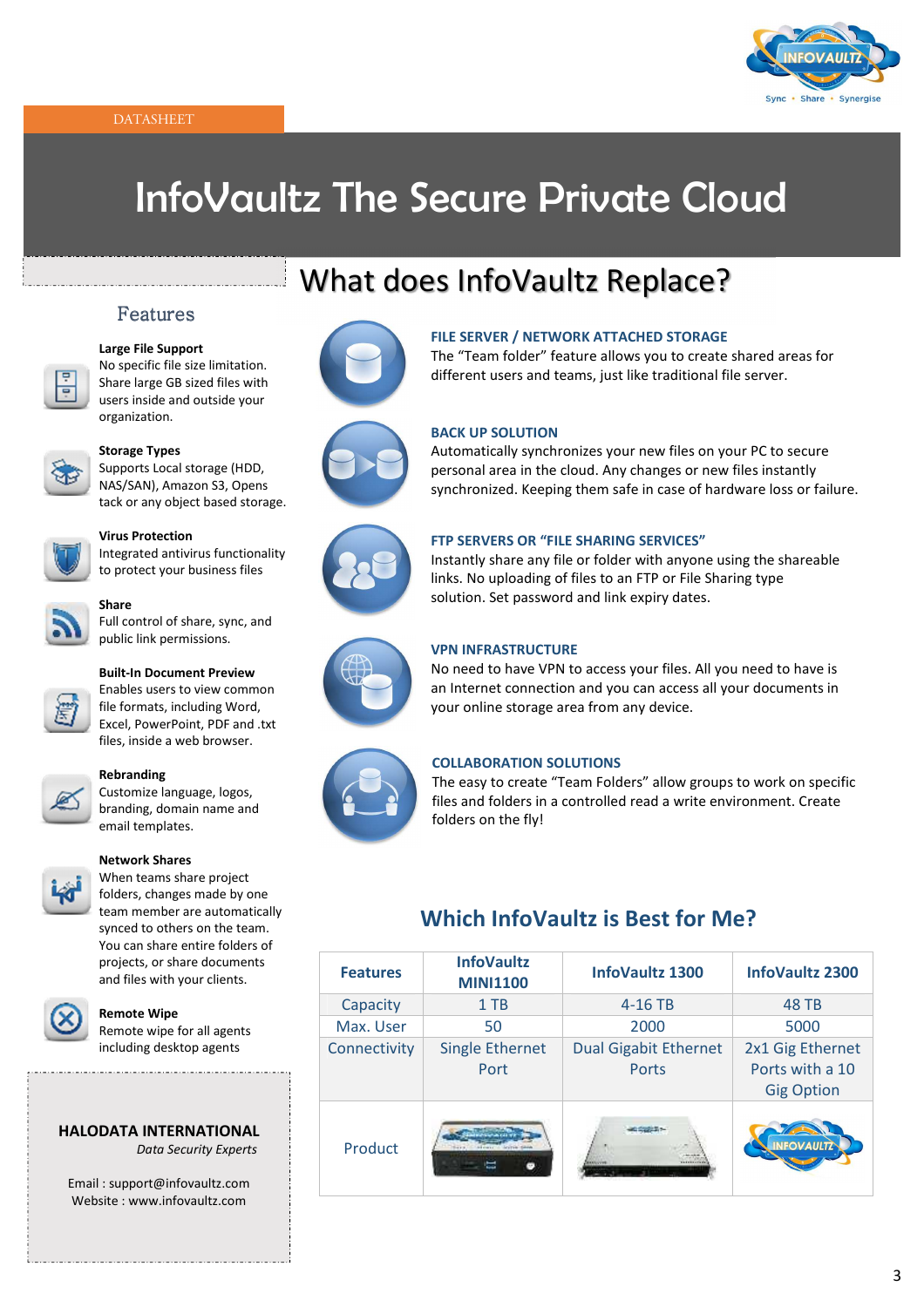DATASHEET

# InfoVaultz The Secure Private Cloud

## Features

**Large File Support**
No specific file size limitation. Share large GB sized files with users inside and outside your organization.

**Storage Types**
Supports Local storage (HDD, NAS/SAN), Amazon S3, Openstack or any object based storage.

**Virus Protection**
Integrated antivirus functionality to protect your business files

**Share**
Full control of share, sync, and public link permissions.

**Built-In Document Preview**
Enables users to view common file formats, including Word, Excel, PowerPoint, PDF and .txt files, inside a web browser.

**Rebranding**
Customize language, logos, branding, domain name and email templates.

**Network Shares**
When teams share project folders, changes made by one team member are automatically synced to others on the team. You can share entire folders of projects, or share documents and files with your clients.

**Remote Wipe**
Remote wipe for all agents including desktop agents

**HALODATA INTERNATIONAL**
*Data Security Experts*

Email : support@infovaultz.com
Website : www.infovaultz.com

## What does InfoVaultz Replace?

**FILE SERVER / NETWORK ATTACHED STORAGE**
The "Team folder" feature allows you to create shared areas for different users and teams, just like traditional file server.

**BACK UP SOLUTION**
Automatically synchronizes your new files on your PC to secure personal area in the cloud. Any changes or new files instantly synchronized. Keeping them safe in case of hardware loss or failure.

**FTP SERVERS OR "FILE SHARING SERVICES"**
Instantly share any file or folder with anyone using the shareable links. No uploading of files to an FTP or File Sharing type solution. Set password and link expiry dates.

**VPN INFRASTRUCTURE**
No need to have VPN to access your files. All you need to have is an Internet connection and you can access all your documents in your online storage area from any device.

**COLLABORATION SOLUTIONS**
The easy to create "Team Folders" allow groups to work on specific files and folders in a controlled read a write environment. Create folders on the fly!

## Which InfoVaultz is Best for Me?

| Features | InfoVaultz MINI1100 | InfoVaultz 1300 | InfoVaultz 2300 |
|---|---|---|---|
| Capacity | 1 TB | 4-16 TB | 48 TB |
| Max. User | 50 | 2000 | 5000 |
| Connectivity | Single Ethernet Port | Dual Gigabit Ethernet Ports | 2x1 Gig Ethernet Ports with a 10 Gig Option |
| Product | | | |